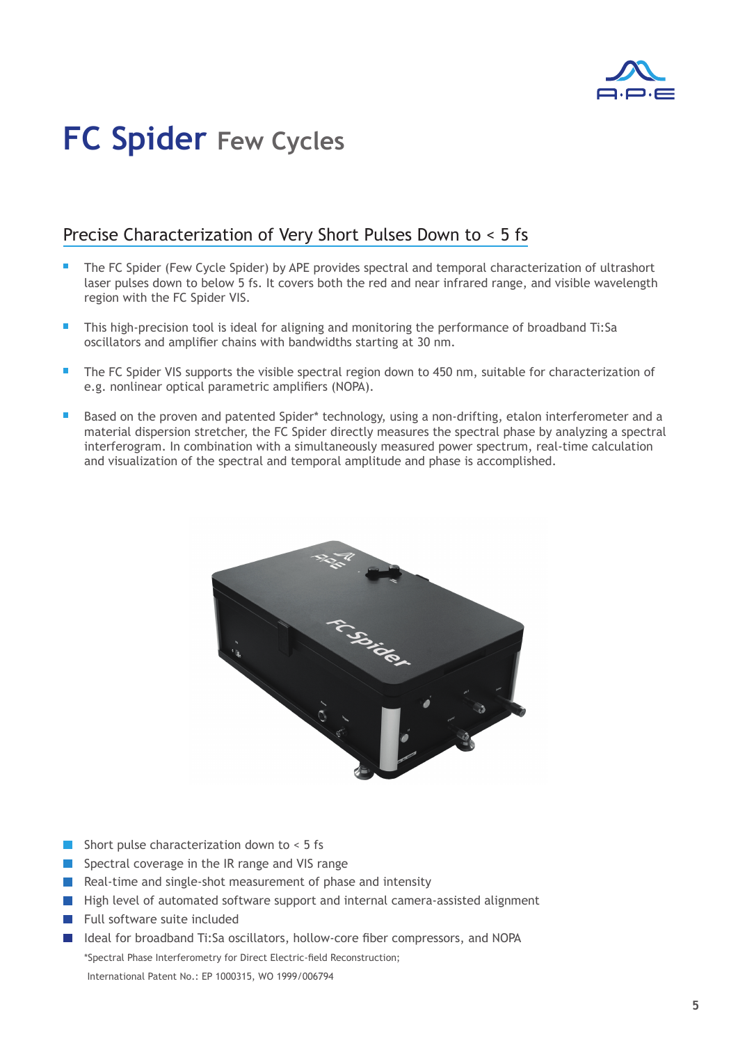# FC Spider Few Cycles

## Precise Characterization of Very Short Pulses Down to < 5 fs

- The FC Spider (Few Cycle Spider) by APE provides spectral and temporal characterization of ultrashort laser pulses down to below 5 fs. It covers both the red and near infrared range, and visible wavelength region with the FC Spider VIS.
- This high-precision tool is ideal for aligning and monitoring the performance of broadband Ti:Sa oscillators and amplifier chains with bandwidths starting at 30 nm.
- The FC Spider VIS supports the visible spectral region down to 450 nm, suitable for characterization of e.g. nonlinear optical parametric amplifiers (NOPA).
- Based on the proven and patented Spider* technology, using a non-drifting, etalon interferometer and a material dispersion stretcher, the FC Spider directly measures the spectral phase by analyzing a spectral interferogram. In combination with a simultaneously measured power spectrum, real-time calculation and visualization of the spectral and temporal amplitude and phase is accomplished.

- Short pulse characterization down to < 5 fs
- Spectral coverage in the IR range and VIS range
- Real-time and single-shot measurement of phase and intensity
- High level of automated software support and internal camera-assisted alignment
- Full software suite included
- Ideal for broadband Ti:Sa oscillators, hollow-core fiber compressors, and NOPA

*Spectral Phase Interferometry for Direct Electric-field Reconstruction;
International Patent No.: EP 1000315, WO 1999/006794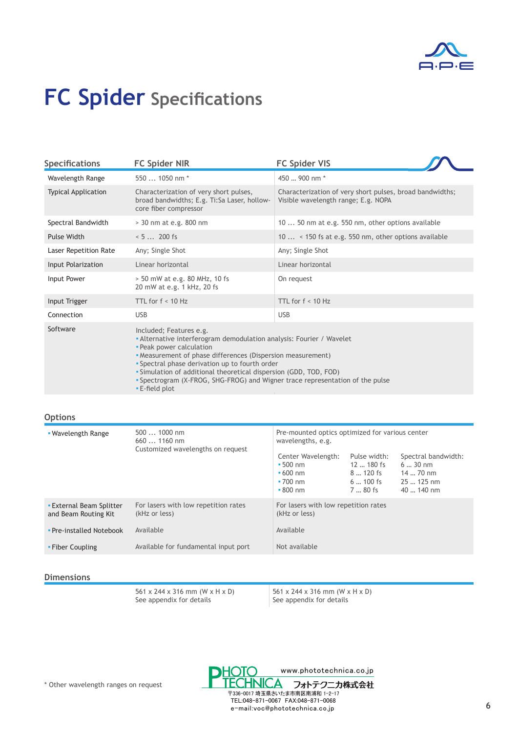# FC Spider Specifications

| Specifications | FC Spider NIR | FC Spider VIS |
|---|---|---|
| Wavelength Range | 550 … 1050 nm * | 450 … 900 nm * |
| Typical Application | Characterization of very short pulses, broad bandwidths; E.g. Ti:Sa Laser, hollow-core fiber compressor | Characterization of very short pulses, broad bandwidths; Visible wavelength range; E.g. NOPA |
| Spectral Bandwidth | > 30 nm at e.g. 800 nm | 10 … 50 nm at e.g. 550 nm, other options available |
| Pulse Width | < 5 … 200 fs | 10 … < 150 fs at e.g. 550 nm, other options available |
| Laser Repetition Rate | Any; Single Shot | Any; Single Shot |
| Input Polarization | Linear horizontal | Linear horizontal |
| Input Power | > 50 mW at e.g. 80 MHz, 10 fs<br>20 mW at e.g. 1 kHz, 20 fs | On request |
| Input Trigger | TTL for f < 10 Hz | TTL for f < 10 Hz |
| Connection | USB | USB |
| Software | Included; Features e.g.<br>▪ Alternative interferogram demodulation analysis: Fourier / Wavelet<br>▪ Peak power calculation<br>▪ Measurement of phase differences (Dispersion measurement)<br>▪ Spectral phase derivation up to fourth order<br>▪ Simulation of additional theoretical dispersion (GDD, TOD, FOD)<br>▪ Spectrogram (X-FROG, SHG-FROG) and Wigner trace representation of the pulse<br>▪ E-field plot | |

## Options

| | | |
|---|---|---|
| ▪ Wavelength Range | 500 … 1000 nm<br>660 … 1160 nm<br>Customized wavelengths on request | Pre-mounted optics optimized for various center wavelengths, e.g.<br>Center Wavelength: / Pulse width: / Spectral bandwidth:<br>▪ 500 nm / 12 … 180 fs / 6 … 30 nm<br>▪ 600 nm / 8 … 120 fs / 14 … 70 nm<br>▪ 700 nm / 6 … 100 fs / 25 … 125 nm<br>▪ 800 nm / 7 … 80 fs / 40 … 140 nm |
| ▪ External Beam Splitter and Beam Routing Kit | For lasers with low repetition rates (kHz or less) | For lasers with low repetition rates (kHz or less) |
| ▪ Pre-installed Notebook | Available | Available |
| ▪ Fiber Coupling | Available for fundamental input port | Not available |

## Dimensions

| | | |
|---|---|---|
| | 561 x 244 x 316 mm (W x H x D)<br>See appendix for details | 561 x 244 x 316 mm (W x H x D)<br>See appendix for details |

* Other wavelength ranges on request

PHOTO TECHNICA
www.phototechnica.co.jp
フォトテクニカ株式会社
〒336-0017 埼玉県さいたま市南区南浦和 1-2-17
TEL:048-871-0067 FAX:048-871-0068
e-mail:voc@phototechnica.co.jp